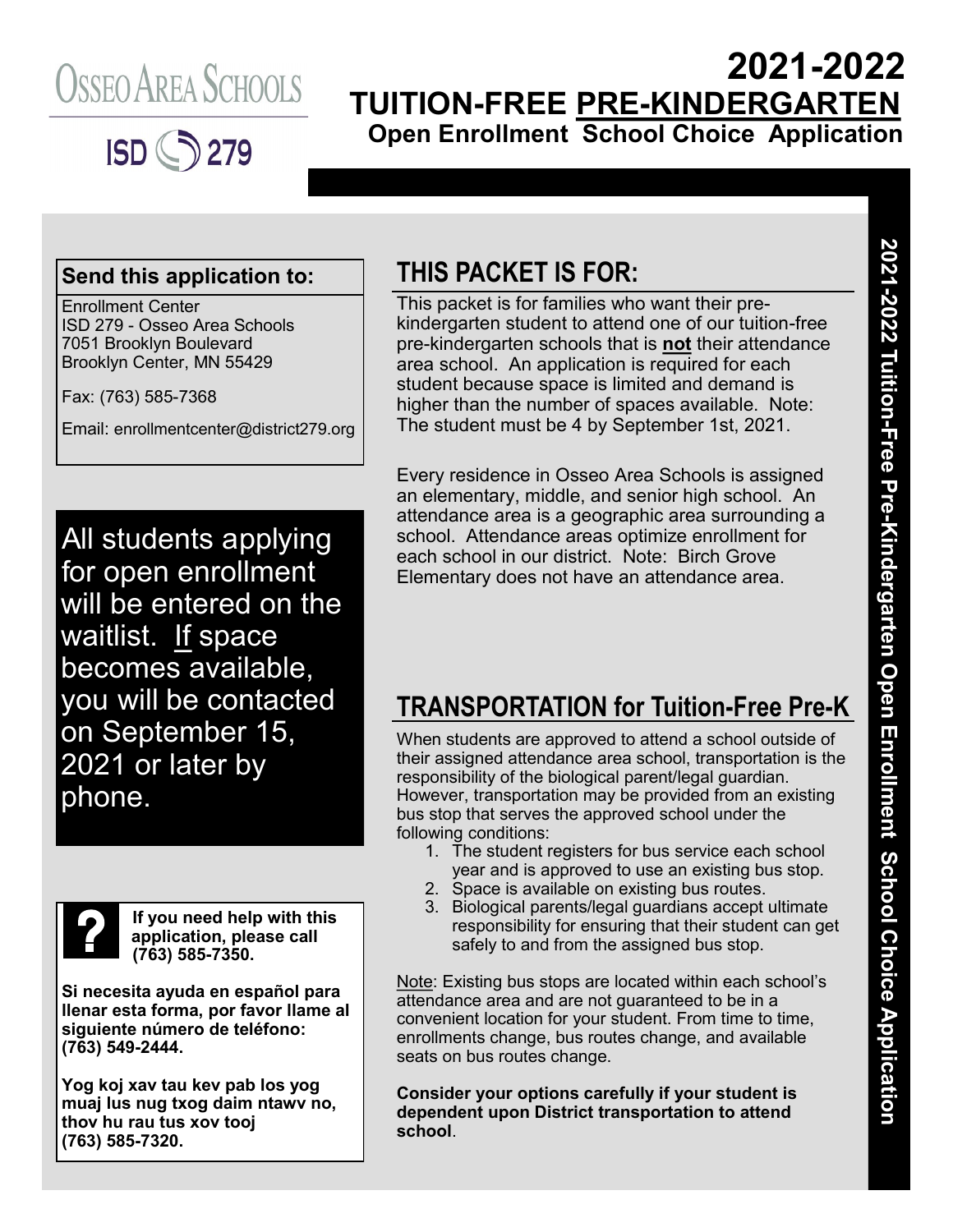Osseo Area Schools

ISD 279

# 2021-2022 TUITION-FREE PRE-KINDERGARTEN Open Enrollment School Choice Application

**Send this application to:**

Enrollment Center
ISD 279 - Osseo Area Schools
7051 Brooklyn Boulevard
Brooklyn Center, MN 55429

Fax: (763) 585-7368

Email: enrollmentcenter@district279.org

All students applying for open enrollment will be entered on the waitlist. If space becomes available, you will be contacted on September 15, 2021 or later by phone.

**If you need help with this application, please call (763) 585-7350.**

**Si necesita ayuda en español para llenar esta forma, por favor llame al siguiente número de teléfono: (763) 549-2444.**

**Yog koj xav tau kev pab los yog muaj lus nug txog daim ntawv no, thov hu rau tus xov tooj (763) 585-7320.**

## THIS PACKET IS FOR:

This packet is for families who want their pre-kindergarten student to attend one of our tuition-free pre-kindergarten schools that is **not** their attendance area school. An application is required for each student because space is limited and demand is higher than the number of spaces available. Note: The student must be 4 by September 1st, 2021.

Every residence in Osseo Area Schools is assigned an elementary, middle, and senior high school. An attendance area is a geographic area surrounding a school. Attendance areas optimize enrollment for each school in our district. Note: Birch Grove Elementary does not have an attendance area.

## TRANSPORTATION for Tuition-Free Pre-K

When students are approved to attend a school outside of their assigned attendance area school, transportation is the responsibility of the biological parent/legal guardian. However, transportation may be provided from an existing bus stop that serves the approved school under the following conditions:

1. The student registers for bus service each school year and is approved to use an existing bus stop.
2. Space is available on existing bus routes.
3. Biological parents/legal guardians accept ultimate responsibility for ensuring that their student can get safely to and from the assigned bus stop.

Note: Existing bus stops are located within each school's attendance area and are not guaranteed to be in a convenient location for your student. From time to time, enrollments change, bus routes change, and available seats on bus routes change.

**Consider your options carefully if your student is dependent upon District transportation to attend school**.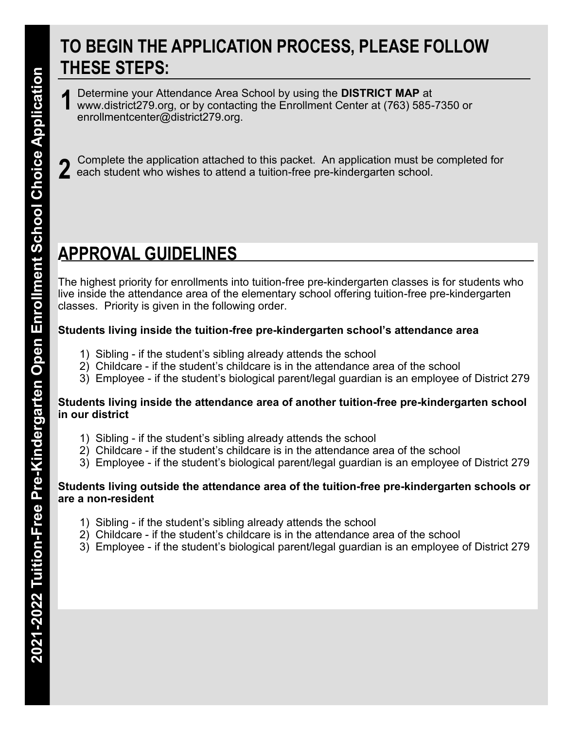## TO BEGIN THE APPLICATION PROCESS, PLEASE FOLLOW THESE STEPS:

**1** Determine your Attendance Area School by using the **DISTRICT MAP** at www.district279.org, or by contacting the Enrollment Center at (763) 585-7350 or enrollmentcenter@district279.org.

**2** Complete the application attached to this packet. An application must be completed for each student who wishes to attend a tuition-free pre-kindergarten school.

## APPROVAL GUIDELINES

The highest priority for enrollments into tuition-free pre-kindergarten classes is for students who live inside the attendance area of the elementary school offering tuition-free pre-kindergarten classes. Priority is given in the following order.

**Students living inside the tuition-free pre-kindergarten school's attendance area**

1) Sibling - if the student's sibling already attends the school
2) Childcare - if the student's childcare is in the attendance area of the school
3) Employee - if the student's biological parent/legal guardian is an employee of District 279

**Students living inside the attendance area of another tuition-free pre-kindergarten school in our district**

1) Sibling - if the student's sibling already attends the school
2) Childcare - if the student's childcare is in the attendance area of the school
3) Employee - if the student's biological parent/legal guardian is an employee of District 279

**Students living outside the attendance area of the tuition-free pre-kindergarten schools or are a non-resident**

1) Sibling - if the student's sibling already attends the school
2) Childcare - if the student's childcare is in the attendance area of the school
3) Employee - if the student's biological parent/legal guardian is an employee of District 279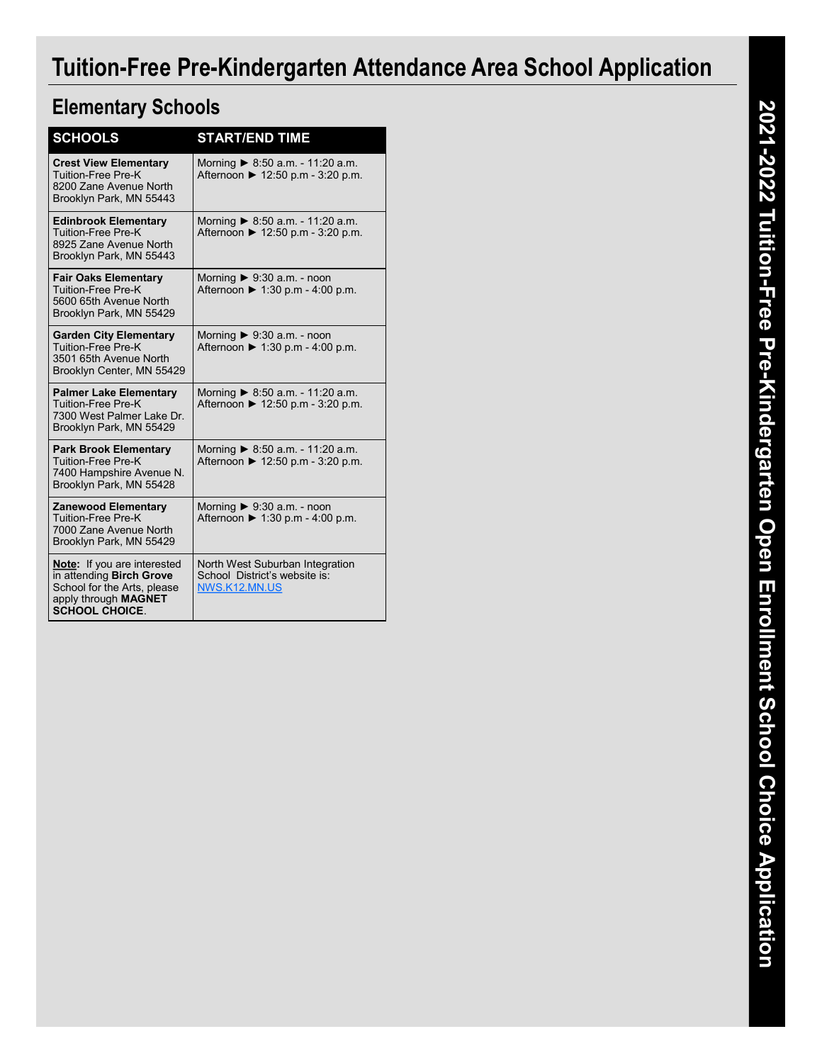# Tuition-Free Pre-Kindergarten Attendance Area School Application

## Elementary Schools

| SCHOOLS | START/END TIME |
|---|---|
| **Crest View Elementary**<br>Tuition-Free Pre-K<br>8200 Zane Avenue North<br>Brooklyn Park, MN 55443 | Morning ► 8:50 a.m. - 11:20 a.m.<br>Afternoon ► 12:50 p.m - 3:20 p.m. |
| **Edinbrook Elementary**<br>Tuition-Free Pre-K<br>8925 Zane Avenue North<br>Brooklyn Park, MN 55443 | Morning ► 8:50 a.m. - 11:20 a.m.<br>Afternoon ► 12:50 p.m - 3:20 p.m. |
| **Fair Oaks Elementary**<br>Tuition-Free Pre-K<br>5600 65th Avenue North<br>Brooklyn Park, MN 55429 | Morning ► 9:30 a.m. - noon<br>Afternoon ► 1:30 p.m - 4:00 p.m. |
| **Garden City Elementary**<br>Tuition-Free Pre-K<br>3501 65th Avenue North<br>Brooklyn Center, MN 55429 | Morning ► 9:30 a.m. - noon<br>Afternoon ► 1:30 p.m - 4:00 p.m. |
| **Palmer Lake Elementary**<br>Tuition-Free Pre-K<br>7300 West Palmer Lake Dr.<br>Brooklyn Park, MN 55429 | Morning ► 8:50 a.m. - 11:20 a.m.<br>Afternoon ► 12:50 p.m - 3:20 p.m. |
| **Park Brook Elementary**<br>Tuition-Free Pre-K<br>7400 Hampshire Avenue N.<br>Brooklyn Park, MN 55428 | Morning ► 8:50 a.m. - 11:20 a.m.<br>Afternoon ► 12:50 p.m - 3:20 p.m. |
| **Zanewood Elementary**<br>Tuition-Free Pre-K<br>7000 Zane Avenue North<br>Brooklyn Park, MN 55429 | Morning ► 9:30 a.m. - noon<br>Afternoon ► 1:30 p.m - 4:00 p.m. |
| **Note**: If you are interested in attending **Birch Grove** School for the Arts, please apply through **MAGNET SCHOOL CHOICE**. | North West Suburban Integration School District's website is: NWS.K12.MN.US |

2021-2022 Tuition-Free Pre-Kindergarten Open Enrollment School Choice Application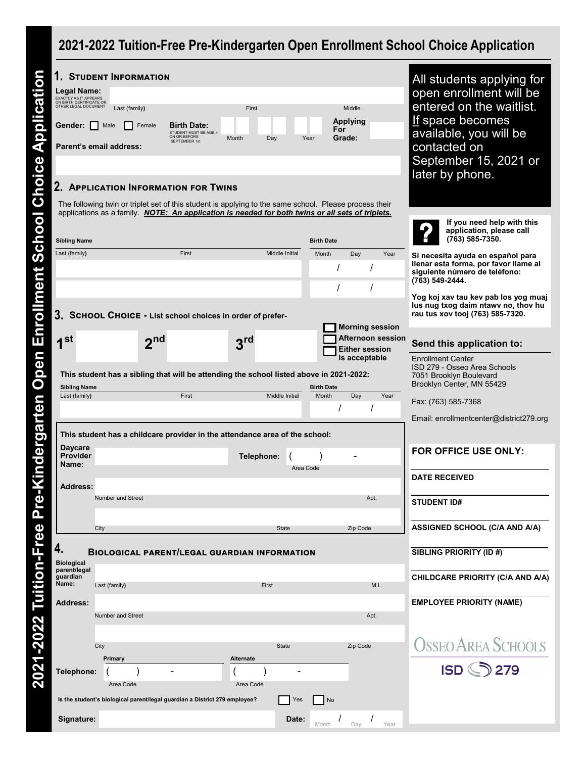# 2021-2022 Tuition-Free Pre-Kindergarten Open Enrollment School Choice Application

## 1. Student Information

**Legal Name:** EXACTLY AS IT APPEARS ON BIRTH CERTIFICATE OR OTHER LEGAL DOCUMENT

Last (family) | First | Middle

**Gender:** ☐ Male ☐ Female

**Birth Date:** STUDENT MUST BE AGE 4 ON OR BEFORE SEPTEMBER 1st

Month | Day | Year

**Applying For Grade:**

**Parent's email address:**

## 2. Application Information for Twins

The following twin or triplet set of this student is applying to the same school. Please process their applications as a family. ***NOTE: An application is needed for both twins or all sets of triplets.***

| Sibling Name Last (family) | First | Middle Initial | Birth Date Month / Day / Year |
|---|---|---|---|
| | | | / / |
| | | | / / |

## 3. School Choice - List school choices in order of prefer-

1st ______ 2nd ______ 3rd ______

☐ Morning session
☐ Afternoon session
☐ Either session is acceptable

**This student has a sibling that will be attending the school listed above in 2021-2022:**

| Sibling Name Last (family) | First | Middle Initial | Birth Date Month / Day / Year |
|---|---|---|---|
| | | | / / |

**This student has a childcare provider in the attendance area of the school:**

**Daycare Provider Name:**

**Telephone:** ( ) - Area Code

**Address:**

Number and Street | Apt.

City | State | Zip Code

## 4. Biological parent/legal guardian information

**Biological parent/legal guardian Name:**

Last (family) | First | M.I.

**Address:**

Number and Street | Apt.

City | State | Zip Code

**Telephone:** Primary ( ) - Area Code | Alternate ( ) - Area Code

**Is the student's biological parent/legal guardian a District 279 employee?** ☐ Yes ☐ No

**Signature:** **Date:** Month / Day / Year

---

All students applying for open enrollment will be entered on the waitlist. If space becomes available, you will be contacted on September 15, 2021 or later by phone.

**If you need help with this application, please call (763) 585-7350.**

**Si necesita ayuda en español para llenar esta forma, por favor llame al siguiente número de teléfono: (763) 549-2444.**

**Yog koj xav tau kev pab los yog muaj lus nug txog daim ntawv no, thov hu rau tus xov tooj (763) 585-7320.**

### Send this application to:

Enrollment Center
ISD 279 - Osseo Area Schools
7051 Brooklyn Boulevard
Brooklyn Center, MN 55429

Fax: (763) 585-7368

Email: enrollmentcenter@district279.org

### FOR OFFICE USE ONLY:

DATE RECEIVED

STUDENT ID#

ASSIGNED SCHOOL (C/A AND A/A)

SIBLING PRIORITY (ID #)

CHILDCARE PRIORITY (C/A AND A/A)

EMPLOYEE PRIORITY (NAME)

Osseo Area Schools
ISD 279